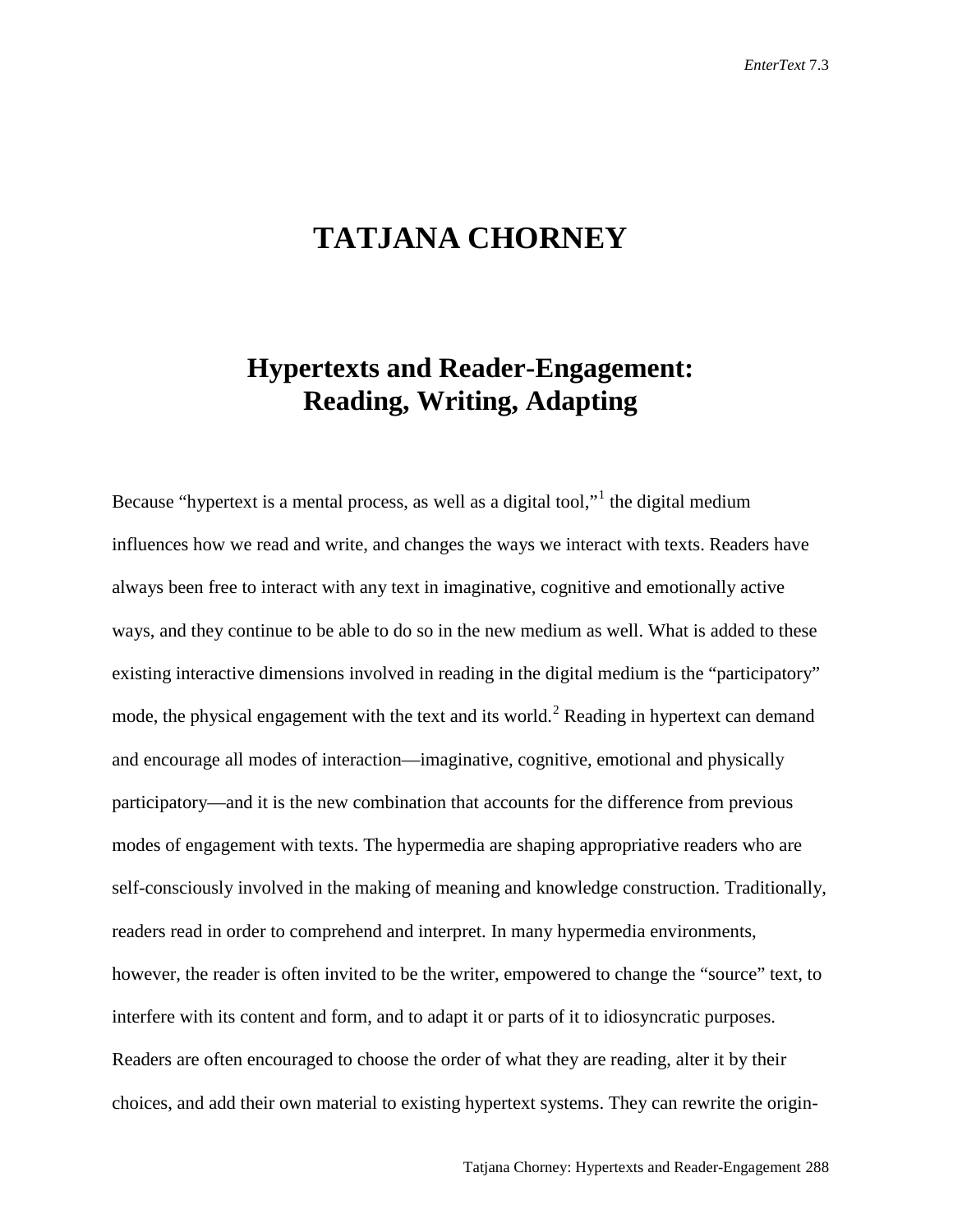# TATJANA CHORNEY

## Hypertexts and Reader-Engagement: Reading, Writing, Adapting

Because "hypertext is a mental process, as well as a digital tool,"[1] the digital medium influences how we read and write, and changes the ways we interact with texts. Readers have always been free to interact with any text in imaginative, cognitive and emotionally active ways, and they continue to be able to do so in the new medium as well. What is added to these existing interactive dimensions involved in reading in the digital medium is the "participatory" mode, the physical engagement with the text and its world.[2] Reading in hypertext can demand and encourage all modes of interaction—imaginative, cognitive, emotional and physically participatory—and it is the new combination that accounts for the difference from previous modes of engagement with texts. The hypermedia are shaping appropriative readers who are self-consciously involved in the making of meaning and knowledge construction. Traditionally, readers read in order to comprehend and interpret. In many hypermedia environments, however, the reader is often invited to be the writer, empowered to change the "source" text, to interfere with its content and form, and to adapt it or parts of it to idiosyncratic purposes. Readers are often encouraged to choose the order of what they are reading, alter it by their choices, and add their own material to existing hypertext systems. They can rewrite the origin-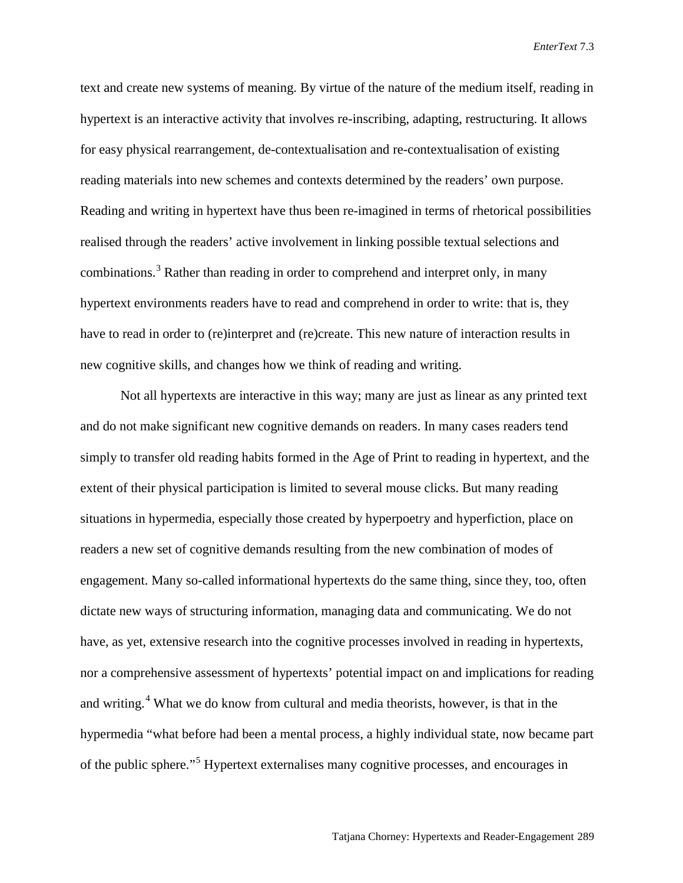text and create new systems of meaning. By virtue of the nature of the medium itself, reading in hypertext is an interactive activity that involves re-inscribing, adapting, restructuring. It allows for easy physical rearrangement, de-contextualisation and re-contextualisation of existing reading materials into new schemes and contexts determined by the readers' own purpose. Reading and writing in hypertext have thus been re-imagined in terms of rhetorical possibilities realised through the readers' active involvement in linking possible textual selections and combinations.[3] Rather than reading in order to comprehend and interpret only, in many hypertext environments readers have to read and comprehend in order to write: that is, they have to read in order to (re)interpret and (re)create. This new nature of interaction results in new cognitive skills, and changes how we think of reading and writing.

Not all hypertexts are interactive in this way; many are just as linear as any printed text and do not make significant new cognitive demands on readers. In many cases readers tend simply to transfer old reading habits formed in the Age of Print to reading in hypertext, and the extent of their physical participation is limited to several mouse clicks. But many reading situations in hypermedia, especially those created by hyperpoetry and hyperfiction, place on readers a new set of cognitive demands resulting from the new combination of modes of engagement. Many so-called informational hypertexts do the same thing, since they, too, often dictate new ways of structuring information, managing data and communicating. We do not have, as yet, extensive research into the cognitive processes involved in reading in hypertexts, nor a comprehensive assessment of hypertexts' potential impact on and implications for reading and writing.[4] What we do know from cultural and media theorists, however, is that in the hypermedia "what before had been a mental process, a highly individual state, now became part of the public sphere."[5] Hypertext externalises many cognitive processes, and encourages in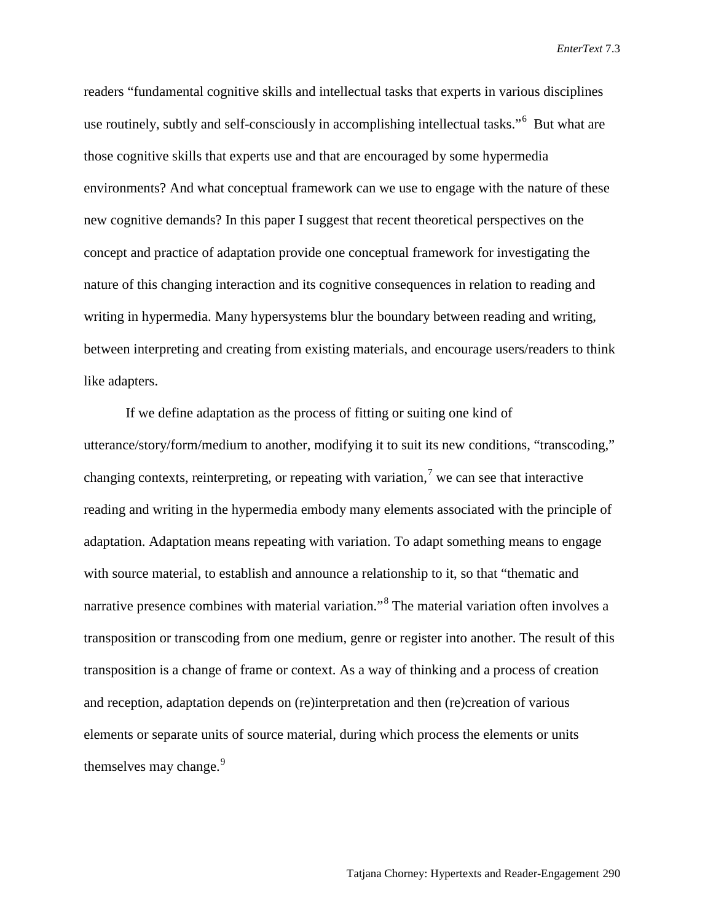readers "fundamental cognitive skills and intellectual tasks that experts in various disciplines use routinely, subtly and self-consciously in accomplishing intellectual tasks."[6] But what are those cognitive skills that experts use and that are encouraged by some hypermedia environments? And what conceptual framework can we use to engage with the nature of these new cognitive demands? In this paper I suggest that recent theoretical perspectives on the concept and practice of adaptation provide one conceptual framework for investigating the nature of this changing interaction and its cognitive consequences in relation to reading and writing in hypermedia. Many hypersystems blur the boundary between reading and writing, between interpreting and creating from existing materials, and encourage users/readers to think like adapters.

If we define adaptation as the process of fitting or suiting one kind of utterance/story/form/medium to another, modifying it to suit its new conditions, "transcoding," changing contexts, reinterpreting, or repeating with variation,[7] we can see that interactive reading and writing in the hypermedia embody many elements associated with the principle of adaptation. Adaptation means repeating with variation. To adapt something means to engage with source material, to establish and announce a relationship to it, so that "thematic and narrative presence combines with material variation."[8] The material variation often involves a transposition or transcoding from one medium, genre or register into another. The result of this transposition is a change of frame or context. As a way of thinking and a process of creation and reception, adaptation depends on (re)interpretation and then (re)creation of various elements or separate units of source material, during which process the elements or units themselves may change.[9]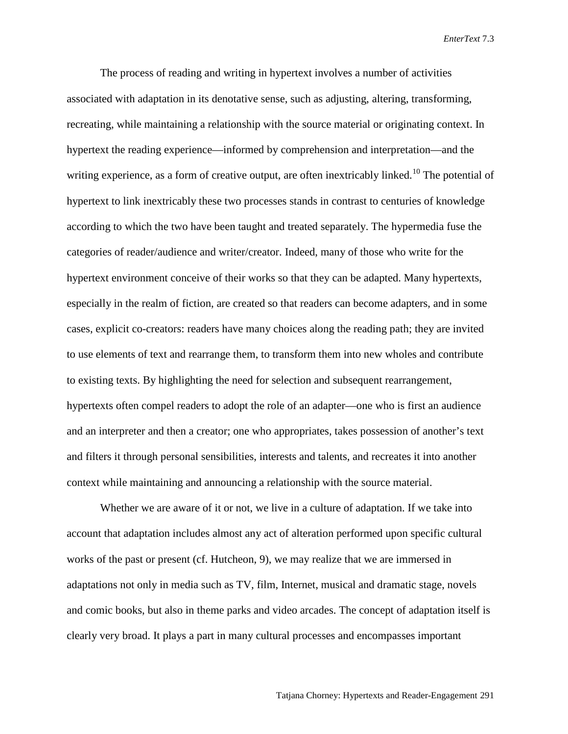The process of reading and writing in hypertext involves a number of activities associated with adaptation in its denotative sense, such as adjusting, altering, transforming, recreating, while maintaining a relationship with the source material or originating context. In hypertext the reading experience—informed by comprehension and interpretation—and the writing experience, as a form of creative output, are often inextricably linked.[10] The potential of hypertext to link inextricably these two processes stands in contrast to centuries of knowledge according to which the two have been taught and treated separately. The hypermedia fuse the categories of reader/audience and writer/creator. Indeed, many of those who write for the hypertext environment conceive of their works so that they can be adapted. Many hypertexts, especially in the realm of fiction, are created so that readers can become adapters, and in some cases, explicit co-creators: readers have many choices along the reading path; they are invited to use elements of text and rearrange them, to transform them into new wholes and contribute to existing texts. By highlighting the need for selection and subsequent rearrangement, hypertexts often compel readers to adopt the role of an adapter—one who is first an audience and an interpreter and then a creator; one who appropriates, takes possession of another's text and filters it through personal sensibilities, interests and talents, and recreates it into another context while maintaining and announcing a relationship with the source material.

Whether we are aware of it or not, we live in a culture of adaptation. If we take into account that adaptation includes almost any act of alteration performed upon specific cultural works of the past or present (cf. Hutcheon, 9), we may realize that we are immersed in adaptations not only in media such as TV, film, Internet, musical and dramatic stage, novels and comic books, but also in theme parks and video arcades. The concept of adaptation itself is clearly very broad. It plays a part in many cultural processes and encompasses important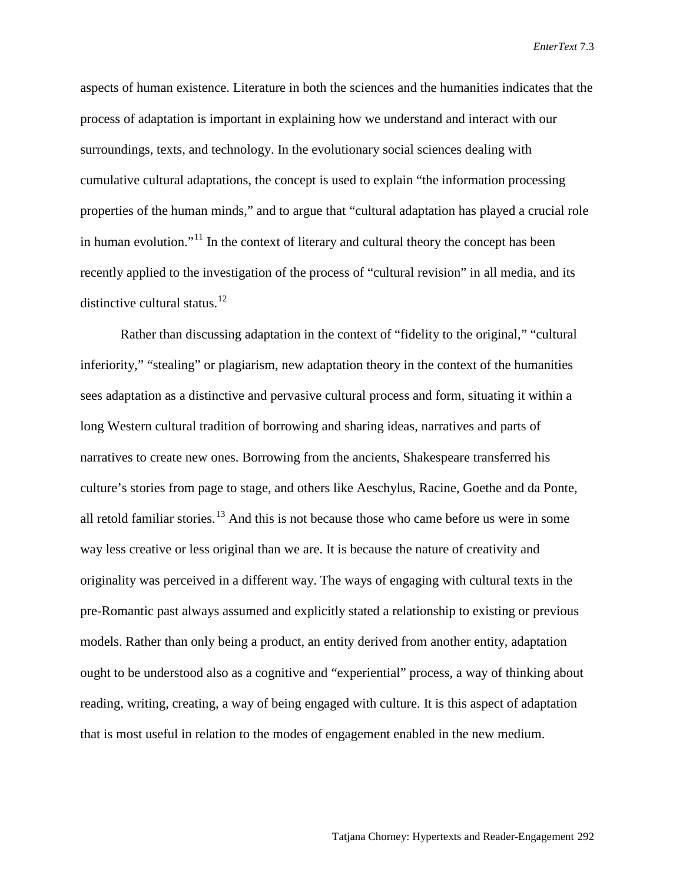aspects of human existence. Literature in both the sciences and the humanities indicates that the process of adaptation is important in explaining how we understand and interact with our surroundings, texts, and technology. In the evolutionary social sciences dealing with cumulative cultural adaptations, the concept is used to explain "the information processing properties of the human minds," and to argue that "cultural adaptation has played a crucial role in human evolution."[11] In the context of literary and cultural theory the concept has been recently applied to the investigation of the process of "cultural revision" in all media, and its distinctive cultural status.[12]

Rather than discussing adaptation in the context of "fidelity to the original," "cultural inferiority," "stealing" or plagiarism, new adaptation theory in the context of the humanities sees adaptation as a distinctive and pervasive cultural process and form, situating it within a long Western cultural tradition of borrowing and sharing ideas, narratives and parts of narratives to create new ones. Borrowing from the ancients, Shakespeare transferred his culture's stories from page to stage, and others like Aeschylus, Racine, Goethe and da Ponte, all retold familiar stories.[13] And this is not because those who came before us were in some way less creative or less original than we are. It is because the nature of creativity and originality was perceived in a different way. The ways of engaging with cultural texts in the pre-Romantic past always assumed and explicitly stated a relationship to existing or previous models. Rather than only being a product, an entity derived from another entity, adaptation ought to be understood also as a cognitive and "experiential" process, a way of thinking about reading, writing, creating, a way of being engaged with culture. It is this aspect of adaptation that is most useful in relation to the modes of engagement enabled in the new medium.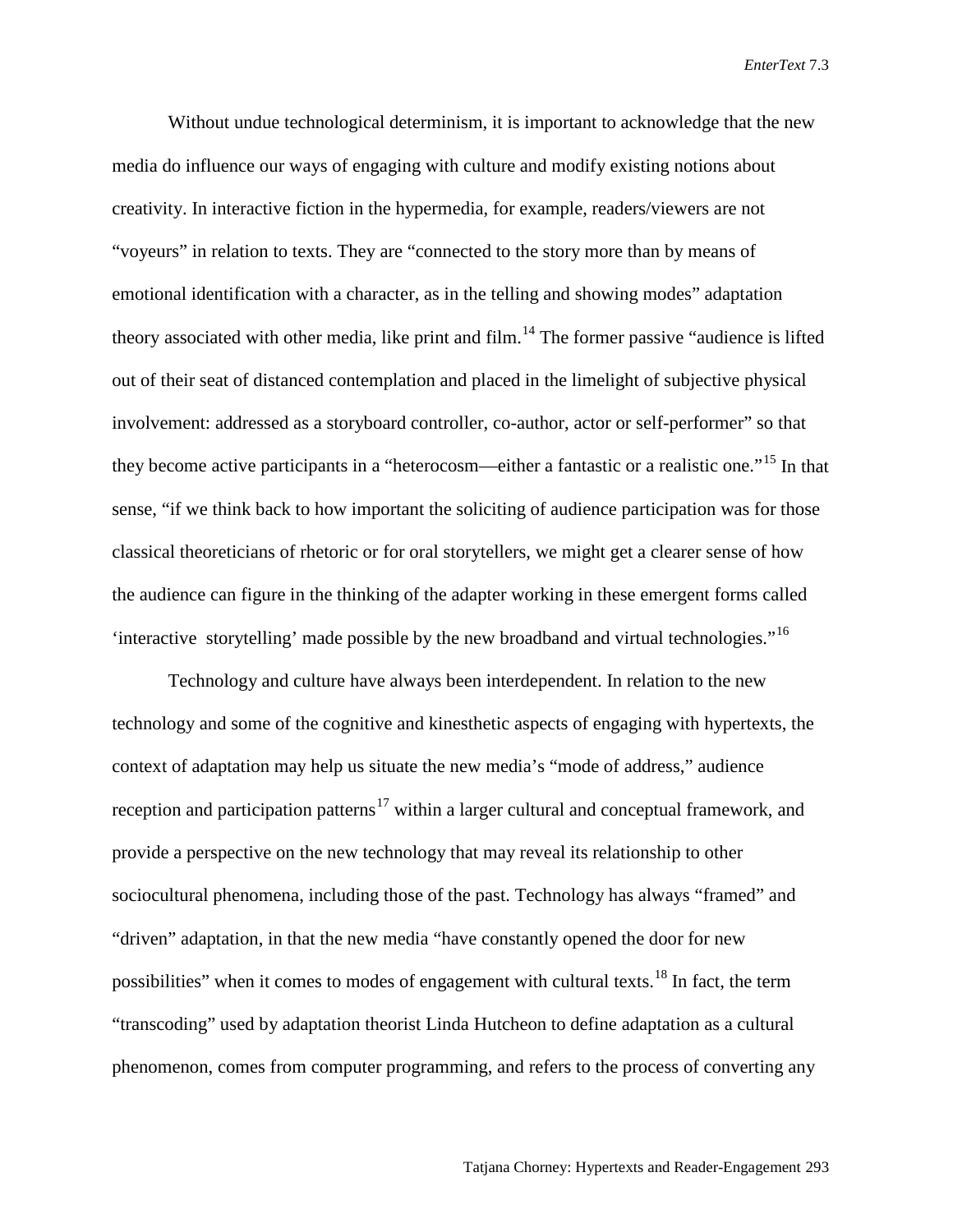Without undue technological determinism, it is important to acknowledge that the new media do influence our ways of engaging with culture and modify existing notions about creativity. In interactive fiction in the hypermedia, for example, readers/viewers are not "voyeurs" in relation to texts. They are "connected to the story more than by means of emotional identification with a character, as in the telling and showing modes" adaptation theory associated with other media, like print and film.[14] The former passive "audience is lifted out of their seat of distanced contemplation and placed in the limelight of subjective physical involvement: addressed as a storyboard controller, co-author, actor or self-performer" so that they become active participants in a "heterocosm—either a fantastic or a realistic one."[15] In that sense, "if we think back to how important the soliciting of audience participation was for those classical theoreticians of rhetoric or for oral storytellers, we might get a clearer sense of how the audience can figure in the thinking of the adapter working in these emergent forms called 'interactive storytelling' made possible by the new broadband and virtual technologies."[16]

Technology and culture have always been interdependent. In relation to the new technology and some of the cognitive and kinesthetic aspects of engaging with hypertexts, the context of adaptation may help us situate the new media's "mode of address," audience reception and participation patterns[17] within a larger cultural and conceptual framework, and provide a perspective on the new technology that may reveal its relationship to other sociocultural phenomena, including those of the past. Technology has always "framed" and "driven" adaptation, in that the new media "have constantly opened the door for new possibilities" when it comes to modes of engagement with cultural texts.[18] In fact, the term "transcoding" used by adaptation theorist Linda Hutcheon to define adaptation as a cultural phenomenon, comes from computer programming, and refers to the process of converting any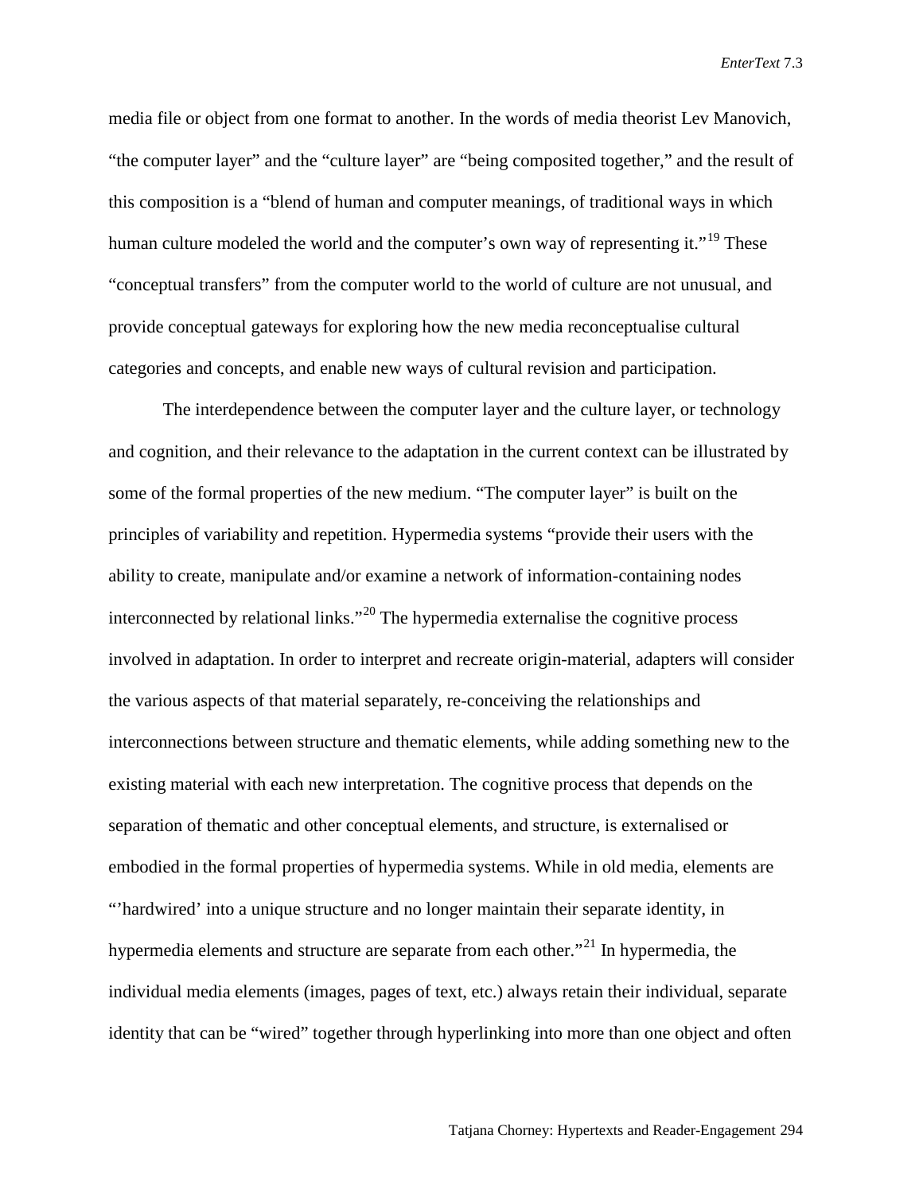media file or object from one format to another. In the words of media theorist Lev Manovich, "the computer layer" and the "culture layer" are "being composited together," and the result of this composition is a "blend of human and computer meanings, of traditional ways in which human culture modeled the world and the computer's own way of representing it."[19] These "conceptual transfers" from the computer world to the world of culture are not unusual, and provide conceptual gateways for exploring how the new media reconceptualise cultural categories and concepts, and enable new ways of cultural revision and participation.

The interdependence between the computer layer and the culture layer, or technology and cognition, and their relevance to the adaptation in the current context can be illustrated by some of the formal properties of the new medium. "The computer layer" is built on the principles of variability and repetition. Hypermedia systems "provide their users with the ability to create, manipulate and/or examine a network of information-containing nodes interconnected by relational links."[20] The hypermedia externalise the cognitive process involved in adaptation. In order to interpret and recreate origin-material, adapters will consider the various aspects of that material separately, re-conceiving the relationships and interconnections between structure and thematic elements, while adding something new to the existing material with each new interpretation. The cognitive process that depends on the separation of thematic and other conceptual elements, and structure, is externalised or embodied in the formal properties of hypermedia systems. While in old media, elements are "'hardwired' into a unique structure and no longer maintain their separate identity, in hypermedia elements and structure are separate from each other."[21] In hypermedia, the individual media elements (images, pages of text, etc.) always retain their individual, separate identity that can be "wired" together through hyperlinking into more than one object and often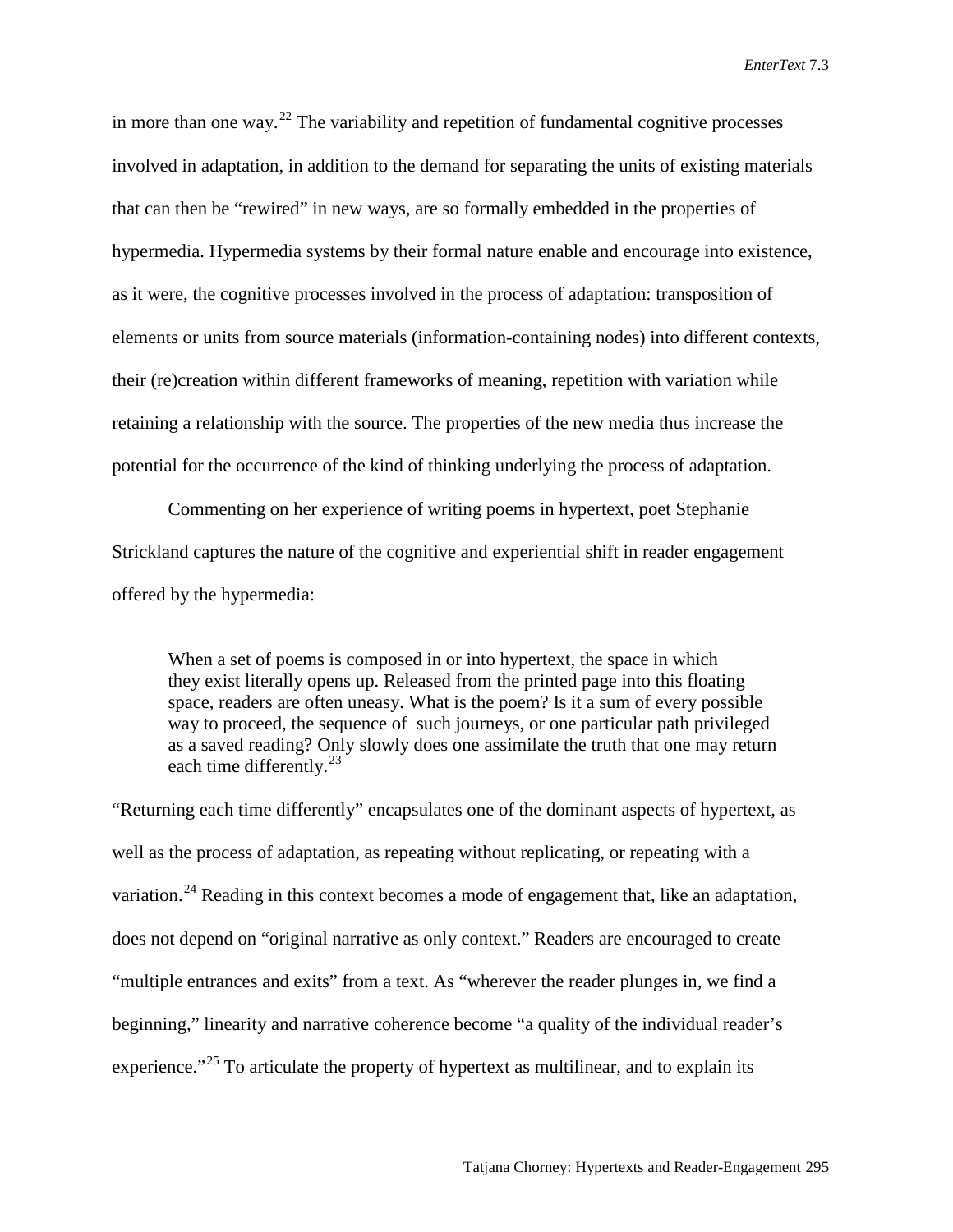in more than one way.[22] The variability and repetition of fundamental cognitive processes involved in adaptation, in addition to the demand for separating the units of existing materials that can then be "rewired" in new ways, are so formally embedded in the properties of hypermedia. Hypermedia systems by their formal nature enable and encourage into existence, as it were, the cognitive processes involved in the process of adaptation: transposition of elements or units from source materials (information-containing nodes) into different contexts, their (re)creation within different frameworks of meaning, repetition with variation while retaining a relationship with the source. The properties of the new media thus increase the potential for the occurrence of the kind of thinking underlying the process of adaptation.

Commenting on her experience of writing poems in hypertext, poet Stephanie Strickland captures the nature of the cognitive and experiential shift in reader engagement offered by the hypermedia:

> When a set of poems is composed in or into hypertext, the space in which they exist literally opens up. Released from the printed page into this floating space, readers are often uneasy. What is the poem? Is it a sum of every possible way to proceed, the sequence of such journeys, or one particular path privileged as a saved reading? Only slowly does one assimilate the truth that one may return each time differently.[23]

"Returning each time differently" encapsulates one of the dominant aspects of hypertext, as well as the process of adaptation, as repeating without replicating, or repeating with a variation.[24] Reading in this context becomes a mode of engagement that, like an adaptation, does not depend on "original narrative as only context." Readers are encouraged to create "multiple entrances and exits" from a text. As "wherever the reader plunges in, we find a beginning," linearity and narrative coherence become "a quality of the individual reader's experience."[25] To articulate the property of hypertext as multilinear, and to explain its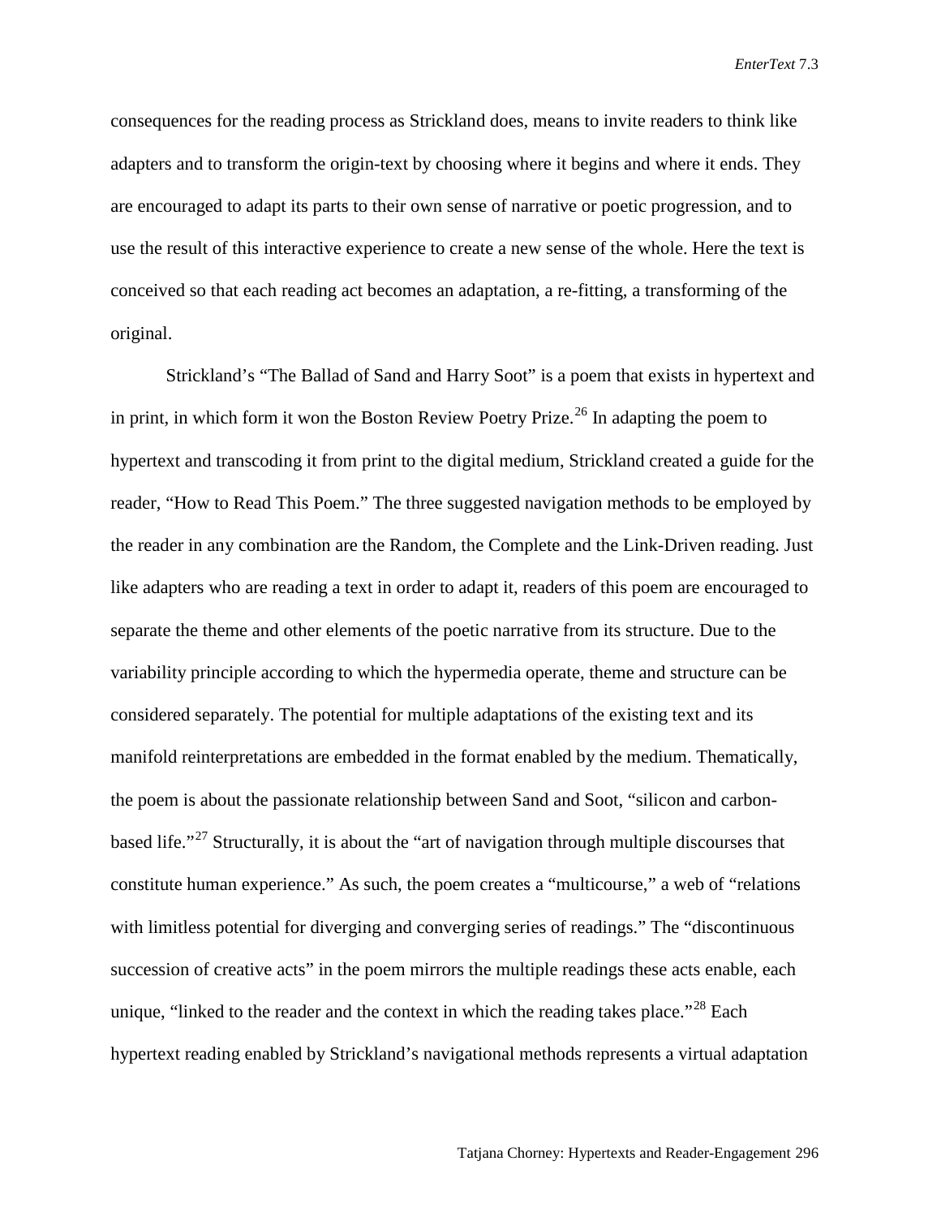consequences for the reading process as Strickland does, means to invite readers to think like adapters and to transform the origin-text by choosing where it begins and where it ends. They are encouraged to adapt its parts to their own sense of narrative or poetic progression, and to use the result of this interactive experience to create a new sense of the whole. Here the text is conceived so that each reading act becomes an adaptation, a re-fitting, a transforming of the original.

Strickland's "The Ballad of Sand and Harry Soot" is a poem that exists in hypertext and in print, in which form it won the Boston Review Poetry Prize.[26] In adapting the poem to hypertext and transcoding it from print to the digital medium, Strickland created a guide for the reader, "How to Read This Poem." The three suggested navigation methods to be employed by the reader in any combination are the Random, the Complete and the Link-Driven reading. Just like adapters who are reading a text in order to adapt it, readers of this poem are encouraged to separate the theme and other elements of the poetic narrative from its structure. Due to the variability principle according to which the hypermedia operate, theme and structure can be considered separately. The potential for multiple adaptations of the existing text and its manifold reinterpretations are embedded in the format enabled by the medium. Thematically, the poem is about the passionate relationship between Sand and Soot, "silicon and carbon-based life."[27] Structurally, it is about the "art of navigation through multiple discourses that constitute human experience." As such, the poem creates a "multicourse," a web of "relations with limitless potential for diverging and converging series of readings." The "discontinuous succession of creative acts" in the poem mirrors the multiple readings these acts enable, each unique, "linked to the reader and the context in which the reading takes place."[28] Each hypertext reading enabled by Strickland's navigational methods represents a virtual adaptation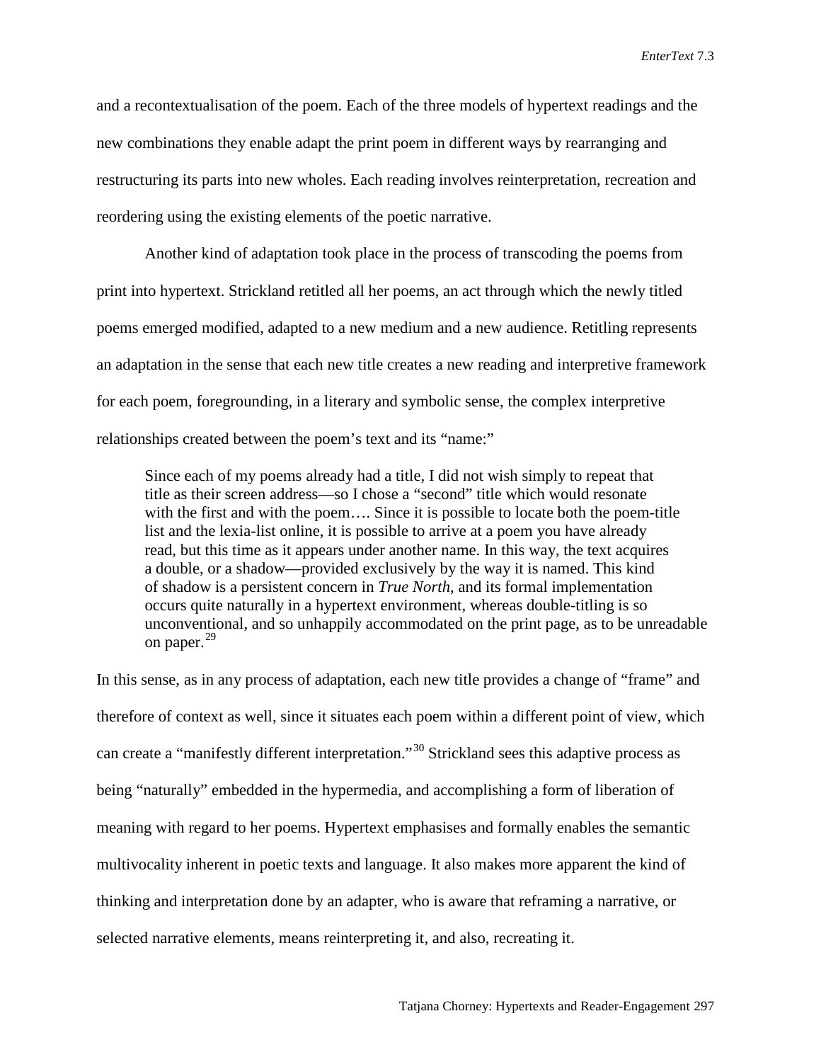and a recontextualisation of the poem. Each of the three models of hypertext readings and the new combinations they enable adapt the print poem in different ways by rearranging and restructuring its parts into new wholes. Each reading involves reinterpretation, recreation and reordering using the existing elements of the poetic narrative.

Another kind of adaptation took place in the process of transcoding the poems from print into hypertext. Strickland retitled all her poems, an act through which the newly titled poems emerged modified, adapted to a new medium and a new audience. Retitling represents an adaptation in the sense that each new title creates a new reading and interpretive framework for each poem, foregrounding, in a literary and symbolic sense, the complex interpretive relationships created between the poem's text and its "name:"

> Since each of my poems already had a title, I did not wish simply to repeat that title as their screen address—so I chose a "second" title which would resonate with the first and with the poem…. Since it is possible to locate both the poem-title list and the lexia-list online, it is possible to arrive at a poem you have already read, but this time as it appears under another name. In this way, the text acquires a double, or a shadow—provided exclusively by the way it is named. This kind of shadow is a persistent concern in *True North*, and its formal implementation occurs quite naturally in a hypertext environment, whereas double-titling is so unconventional, and so unhappily accommodated on the print page, as to be unreadable on paper.[29]

In this sense, as in any process of adaptation, each new title provides a change of "frame" and therefore of context as well, since it situates each poem within a different point of view, which can create a "manifestly different interpretation."[30] Strickland sees this adaptive process as being "naturally" embedded in the hypermedia, and accomplishing a form of liberation of meaning with regard to her poems. Hypertext emphasises and formally enables the semantic multivocality inherent in poetic texts and language. It also makes more apparent the kind of thinking and interpretation done by an adapter, who is aware that reframing a narrative, or selected narrative elements, means reinterpreting it, and also, recreating it.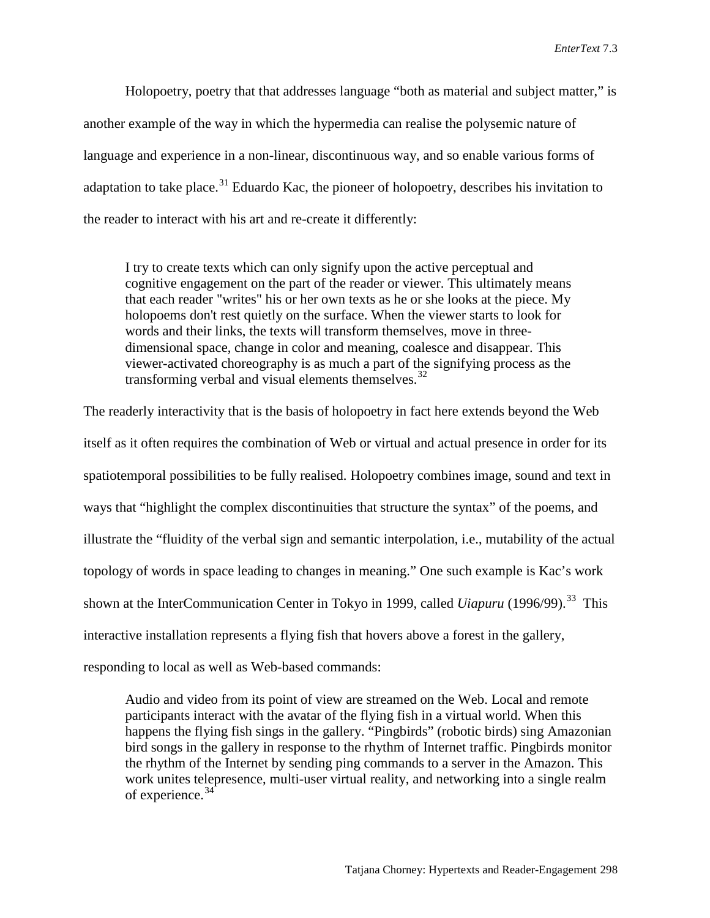Holopoetry, poetry that that addresses language "both as material and subject matter," is another example of the way in which the hypermedia can realise the polysemic nature of language and experience in a non-linear, discontinuous way, and so enable various forms of adaptation to take place.[31] Eduardo Kac, the pioneer of holopoetry, describes his invitation to the reader to interact with his art and re-create it differently:

> I try to create texts which can only signify upon the active perceptual and cognitive engagement on the part of the reader or viewer. This ultimately means that each reader "writes" his or her own texts as he or she looks at the piece. My holopoems don't rest quietly on the surface. When the viewer starts to look for words and their links, the texts will transform themselves, move in three-dimensional space, change in color and meaning, coalesce and disappear. This viewer-activated choreography is as much a part of the signifying process as the transforming verbal and visual elements themselves.[32]

The readerly interactivity that is the basis of holopoetry in fact here extends beyond the Web itself as it often requires the combination of Web or virtual and actual presence in order for its spatiotemporal possibilities to be fully realised. Holopoetry combines image, sound and text in ways that "highlight the complex discontinuities that structure the syntax" of the poems, and illustrate the "fluidity of the verbal sign and semantic interpolation, i.e., mutability of the actual topology of words in space leading to changes in meaning." One such example is Kac's work shown at the InterCommunication Center in Tokyo in 1999, called *Uiapuru* (1996/99).[33] This interactive installation represents a flying fish that hovers above a forest in the gallery, responding to local as well as Web-based commands:

> Audio and video from its point of view are streamed on the Web. Local and remote participants interact with the avatar of the flying fish in a virtual world. When this happens the flying fish sings in the gallery. "Pingbirds" (robotic birds) sing Amazonian bird songs in the gallery in response to the rhythm of Internet traffic. Pingbirds monitor the rhythm of the Internet by sending ping commands to a server in the Amazon. This work unites telepresence, multi-user virtual reality, and networking into a single realm of experience.[34]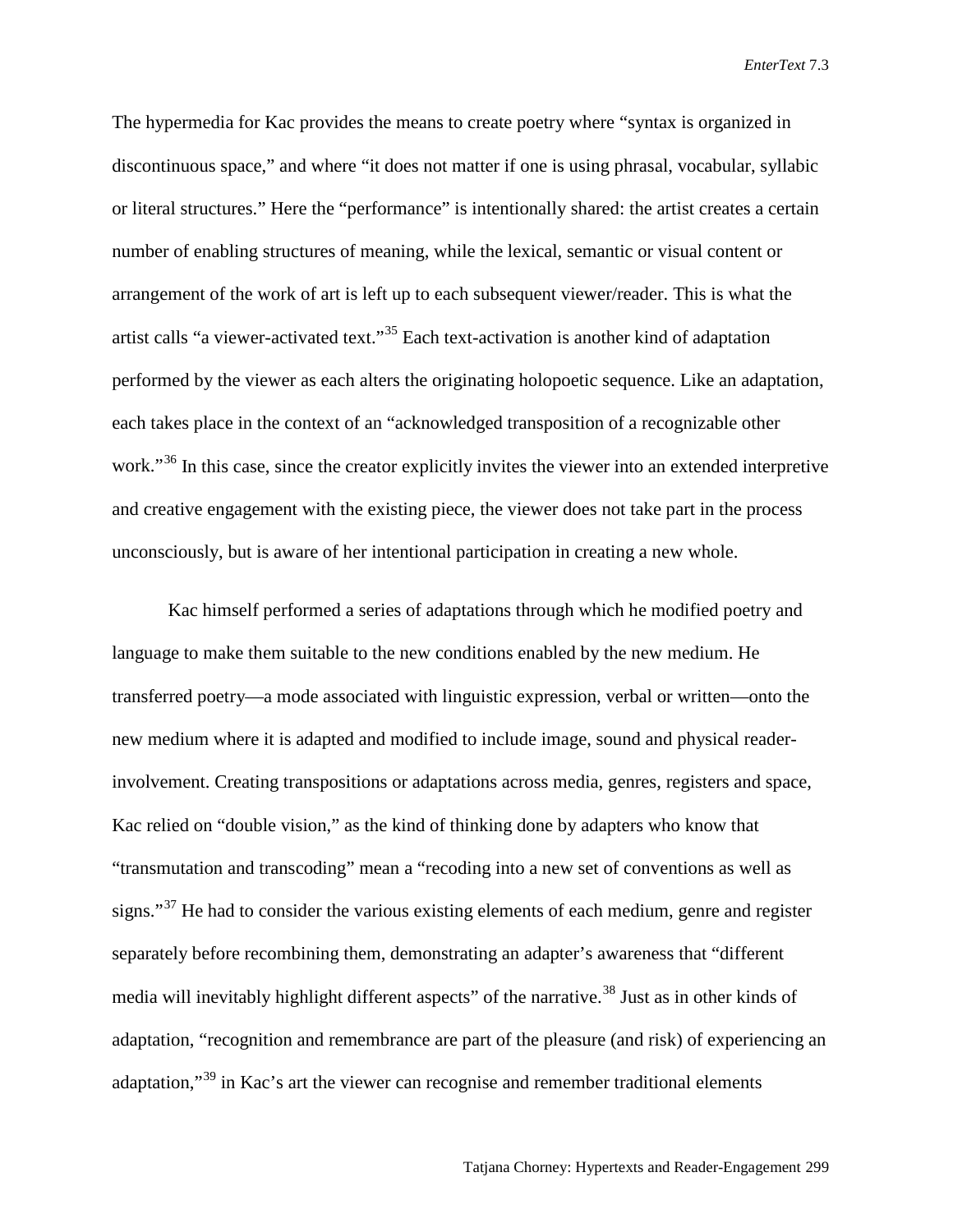The hypermedia for Kac provides the means to create poetry where "syntax is organized in discontinuous space," and where "it does not matter if one is using phrasal, vocabular, syllabic or literal structures." Here the "performance" is intentionally shared: the artist creates a certain number of enabling structures of meaning, while the lexical, semantic or visual content or arrangement of the work of art is left up to each subsequent viewer/reader. This is what the artist calls "a viewer-activated text."[35] Each text-activation is another kind of adaptation performed by the viewer as each alters the originating holopoetic sequence. Like an adaptation, each takes place in the context of an "acknowledged transposition of a recognizable other work."[36] In this case, since the creator explicitly invites the viewer into an extended interpretive and creative engagement with the existing piece, the viewer does not take part in the process unconsciously, but is aware of her intentional participation in creating a new whole.

Kac himself performed a series of adaptations through which he modified poetry and language to make them suitable to the new conditions enabled by the new medium. He transferred poetry—a mode associated with linguistic expression, verbal or written—onto the new medium where it is adapted and modified to include image, sound and physical reader-involvement. Creating transpositions or adaptations across media, genres, registers and space, Kac relied on "double vision," as the kind of thinking done by adapters who know that "transmutation and transcoding" mean a "recoding into a new set of conventions as well as signs."[37] He had to consider the various existing elements of each medium, genre and register separately before recombining them, demonstrating an adapter's awareness that "different media will inevitably highlight different aspects" of the narrative.[38] Just as in other kinds of adaptation, "recognition and remembrance are part of the pleasure (and risk) of experiencing an adaptation,"[39] in Kac's art the viewer can recognise and remember traditional elements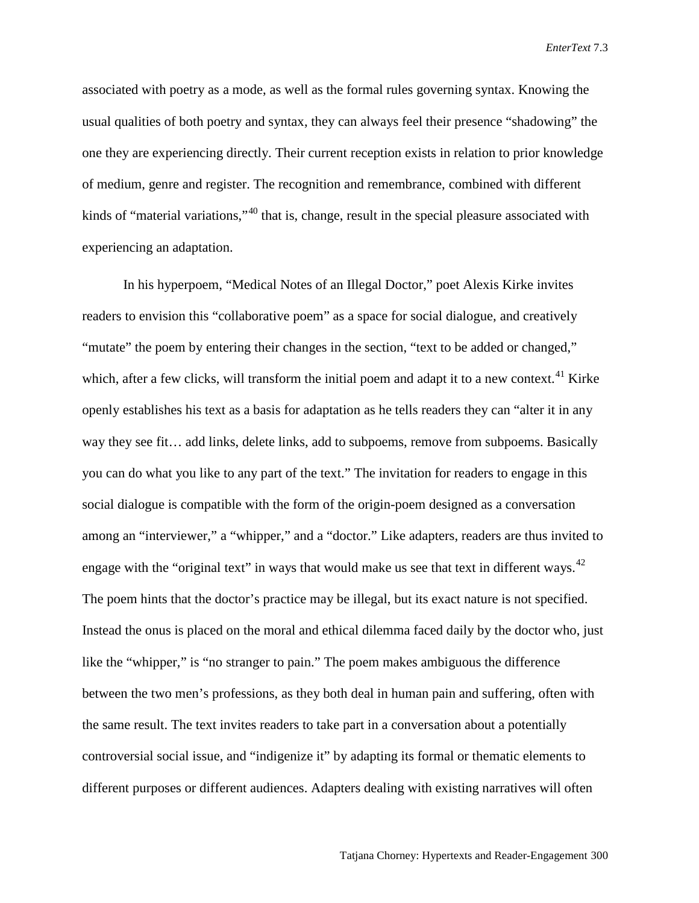associated with poetry as a mode, as well as the formal rules governing syntax. Knowing the usual qualities of both poetry and syntax, they can always feel their presence "shadowing" the one they are experiencing directly. Their current reception exists in relation to prior knowledge of medium, genre and register. The recognition and remembrance, combined with different kinds of "material variations,"[40] that is, change, result in the special pleasure associated with experiencing an adaptation.

In his hyperpoem, "Medical Notes of an Illegal Doctor," poet Alexis Kirke invites readers to envision this "collaborative poem" as a space for social dialogue, and creatively "mutate" the poem by entering their changes in the section, "text to be added or changed," which, after a few clicks, will transform the initial poem and adapt it to a new context.[41] Kirke openly establishes his text as a basis for adaptation as he tells readers they can "alter it in any way they see fit… add links, delete links, add to subpoems, remove from subpoems. Basically you can do what you like to any part of the text." The invitation for readers to engage in this social dialogue is compatible with the form of the origin-poem designed as a conversation among an "interviewer," a "whipper," and a "doctor." Like adapters, readers are thus invited to engage with the "original text" in ways that would make us see that text in different ways.[42] The poem hints that the doctor's practice may be illegal, but its exact nature is not specified. Instead the onus is placed on the moral and ethical dilemma faced daily by the doctor who, just like the "whipper," is "no stranger to pain." The poem makes ambiguous the difference between the two men's professions, as they both deal in human pain and suffering, often with the same result. The text invites readers to take part in a conversation about a potentially controversial social issue, and "indigenize it" by adapting its formal or thematic elements to different purposes or different audiences. Adapters dealing with existing narratives will often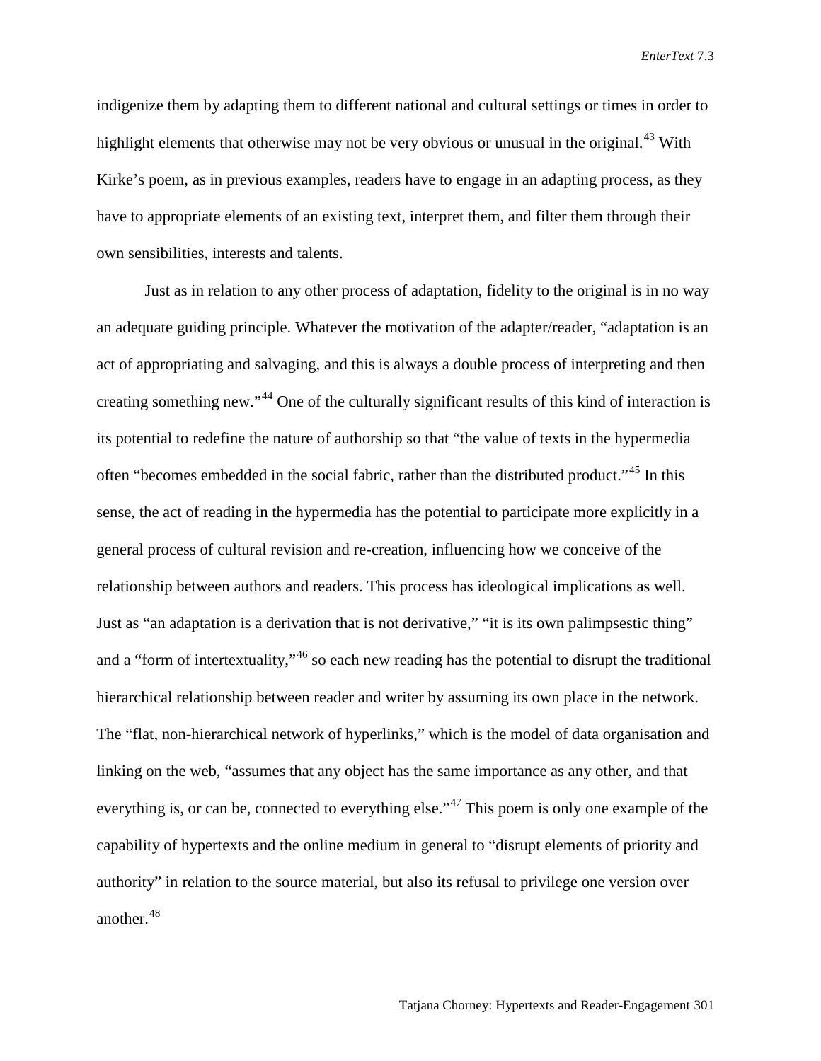indigenize them by adapting them to different national and cultural settings or times in order to highlight elements that otherwise may not be very obvious or unusual in the original.[43] With Kirke's poem, as in previous examples, readers have to engage in an adapting process, as they have to appropriate elements of an existing text, interpret them, and filter them through their own sensibilities, interests and talents.

Just as in relation to any other process of adaptation, fidelity to the original is in no way an adequate guiding principle. Whatever the motivation of the adapter/reader, "adaptation is an act of appropriating and salvaging, and this is always a double process of interpreting and then creating something new."[44] One of the culturally significant results of this kind of interaction is its potential to redefine the nature of authorship so that "the value of texts in the hypermedia often "becomes embedded in the social fabric, rather than the distributed product."[45] In this sense, the act of reading in the hypermedia has the potential to participate more explicitly in a general process of cultural revision and re-creation, influencing how we conceive of the relationship between authors and readers. This process has ideological implications as well. Just as "an adaptation is a derivation that is not derivative," "it is its own palimpsestic thing" and a "form of intertextuality,"[46] so each new reading has the potential to disrupt the traditional hierarchical relationship between reader and writer by assuming its own place in the network. The "flat, non-hierarchical network of hyperlinks," which is the model of data organisation and linking on the web, "assumes that any object has the same importance as any other, and that everything is, or can be, connected to everything else."[47] This poem is only one example of the capability of hypertexts and the online medium in general to "disrupt elements of priority and authority" in relation to the source material, but also its refusal to privilege one version over another.[48]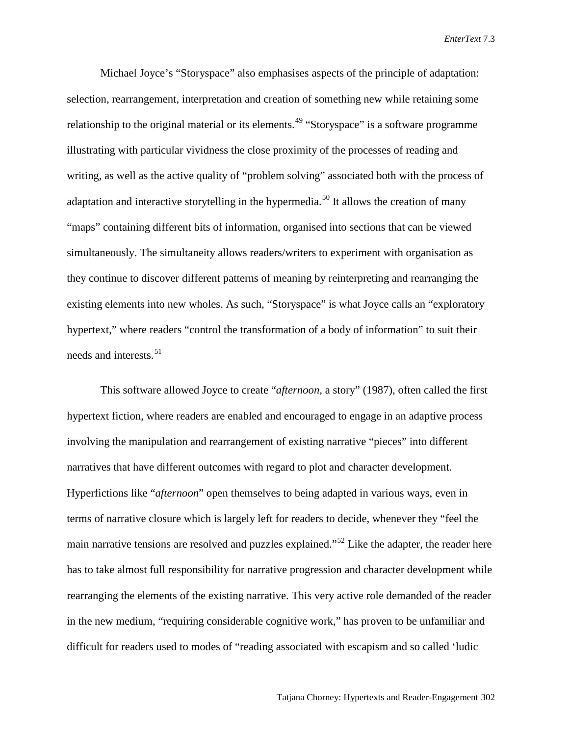Michael Joyce's "Storyspace" also emphasises aspects of the principle of adaptation: selection, rearrangement, interpretation and creation of something new while retaining some relationship to the original material or its elements.[49] "Storyspace" is a software programme illustrating with particular vividness the close proximity of the processes of reading and writing, as well as the active quality of "problem solving" associated both with the process of adaptation and interactive storytelling in the hypermedia.[50] It allows the creation of many "maps" containing different bits of information, organised into sections that can be viewed simultaneously. The simultaneity allows readers/writers to experiment with organisation as they continue to discover different patterns of meaning by reinterpreting and rearranging the existing elements into new wholes. As such, "Storyspace" is what Joyce calls an "exploratory hypertext," where readers "control the transformation of a body of information" to suit their needs and interests.[51]

This software allowed Joyce to create "*afternoon*, a story" (1987), often called the first hypertext fiction, where readers are enabled and encouraged to engage in an adaptive process involving the manipulation and rearrangement of existing narrative "pieces" into different narratives that have different outcomes with regard to plot and character development. Hyperfictions like "*afternoon*" open themselves to being adapted in various ways, even in terms of narrative closure which is largely left for readers to decide, whenever they "feel the main narrative tensions are resolved and puzzles explained."[52] Like the adapter, the reader here has to take almost full responsibility for narrative progression and character development while rearranging the elements of the existing narrative. This very active role demanded of the reader in the new medium, "requiring considerable cognitive work," has proven to be unfamiliar and difficult for readers used to modes of "reading associated with escapism and so called 'ludic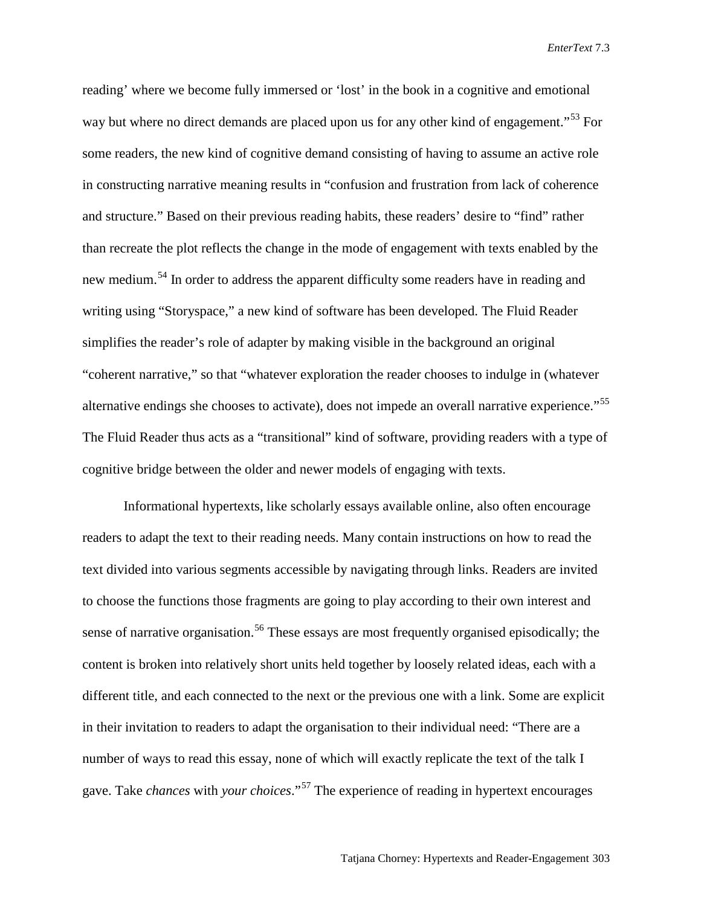reading' where we become fully immersed or 'lost' in the book in a cognitive and emotional way but where no direct demands are placed upon us for any other kind of engagement."[53] For some readers, the new kind of cognitive demand consisting of having to assume an active role in constructing narrative meaning results in "confusion and frustration from lack of coherence and structure." Based on their previous reading habits, these readers' desire to "find" rather than recreate the plot reflects the change in the mode of engagement with texts enabled by the new medium.[54] In order to address the apparent difficulty some readers have in reading and writing using "Storyspace," a new kind of software has been developed. The Fluid Reader simplifies the reader's role of adapter by making visible in the background an original "coherent narrative," so that "whatever exploration the reader chooses to indulge in (whatever alternative endings she chooses to activate), does not impede an overall narrative experience."[55] The Fluid Reader thus acts as a "transitional" kind of software, providing readers with a type of cognitive bridge between the older and newer models of engaging with texts.

Informational hypertexts, like scholarly essays available online, also often encourage readers to adapt the text to their reading needs. Many contain instructions on how to read the text divided into various segments accessible by navigating through links. Readers are invited to choose the functions those fragments are going to play according to their own interest and sense of narrative organisation.[56] These essays are most frequently organised episodically; the content is broken into relatively short units held together by loosely related ideas, each with a different title, and each connected to the next or the previous one with a link. Some are explicit in their invitation to readers to adapt the organisation to their individual need: "There are a number of ways to read this essay, none of which will exactly replicate the text of the talk I gave. Take *chances* with *your choices*."[57] The experience of reading in hypertext encourages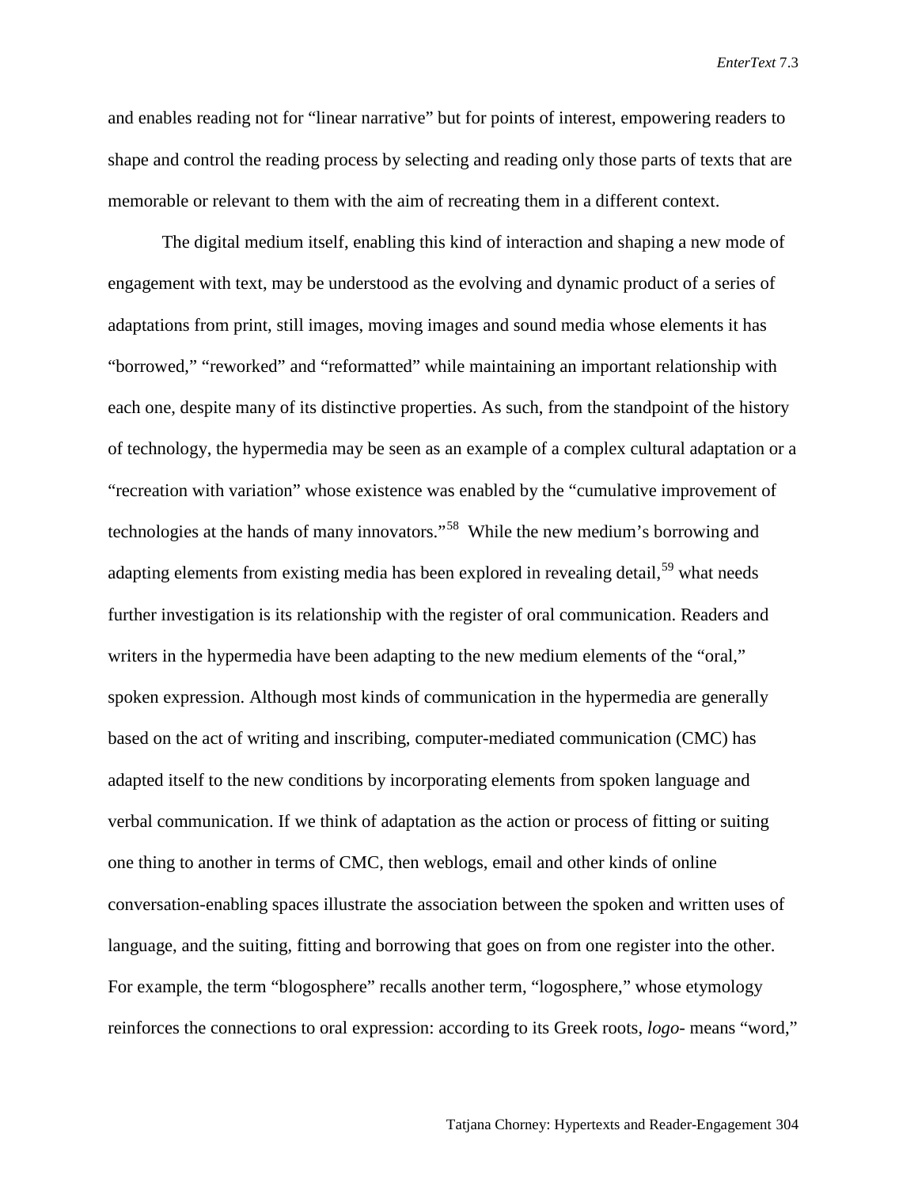and enables reading not for "linear narrative" but for points of interest, empowering readers to shape and control the reading process by selecting and reading only those parts of texts that are memorable or relevant to them with the aim of recreating them in a different context.

The digital medium itself, enabling this kind of interaction and shaping a new mode of engagement with text, may be understood as the evolving and dynamic product of a series of adaptations from print, still images, moving images and sound media whose elements it has "borrowed," "reworked" and "reformatted" while maintaining an important relationship with each one, despite many of its distinctive properties. As such, from the standpoint of the history of technology, the hypermedia may be seen as an example of a complex cultural adaptation or a "recreation with variation" whose existence was enabled by the "cumulative improvement of technologies at the hands of many innovators."[58] While the new medium's borrowing and adapting elements from existing media has been explored in revealing detail,[59] what needs further investigation is its relationship with the register of oral communication. Readers and writers in the hypermedia have been adapting to the new medium elements of the "oral," spoken expression. Although most kinds of communication in the hypermedia are generally based on the act of writing and inscribing, computer-mediated communication (CMC) has adapted itself to the new conditions by incorporating elements from spoken language and verbal communication. If we think of adaptation as the action or process of fitting or suiting one thing to another in terms of CMC, then weblogs, email and other kinds of online conversation-enabling spaces illustrate the association between the spoken and written uses of language, and the suiting, fitting and borrowing that goes on from one register into the other. For example, the term "blogosphere" recalls another term, "logosphere," whose etymology reinforces the connections to oral expression: according to its Greek roots, *logo-* means "word,"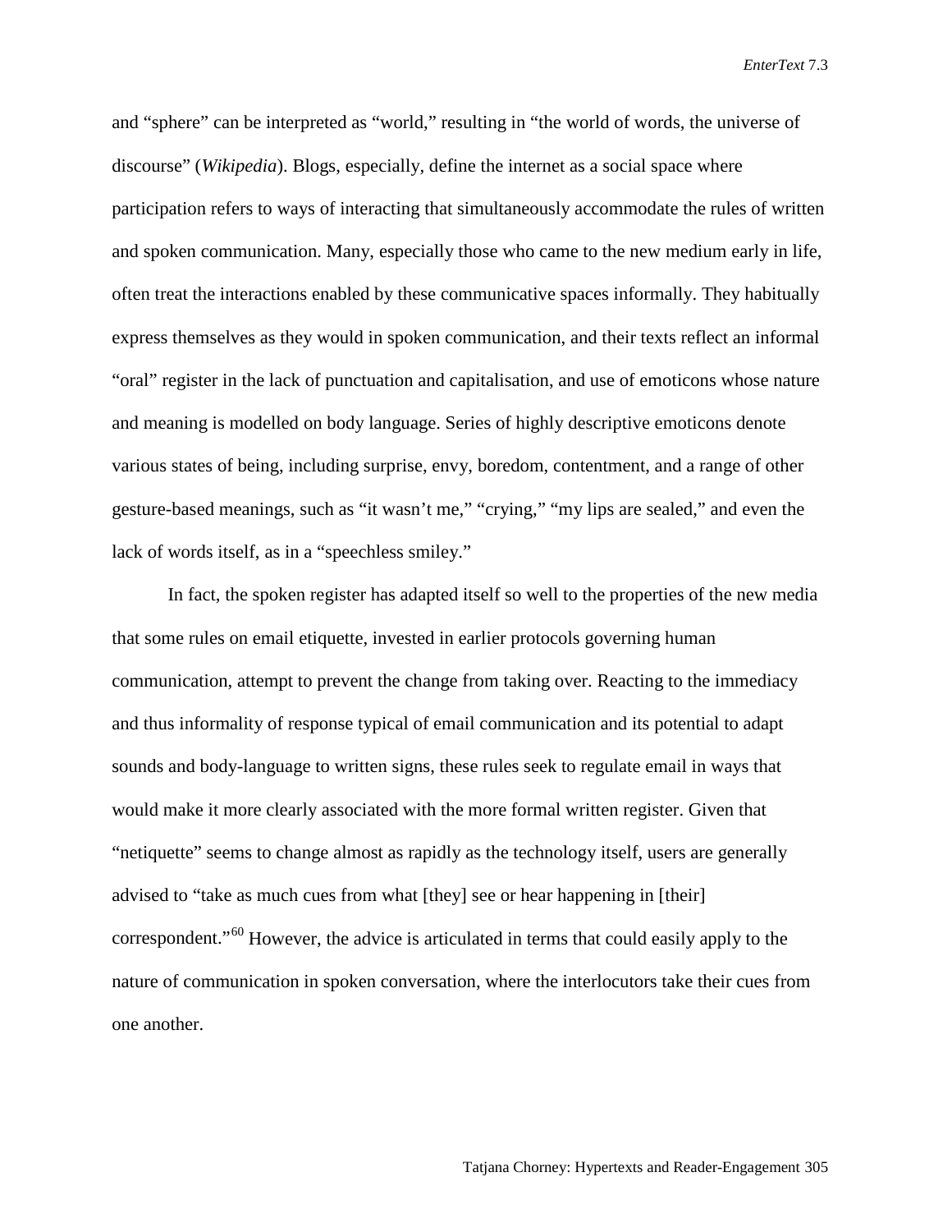and "sphere" can be interpreted as "world," resulting in "the world of words, the universe of discourse" (*Wikipedia*). Blogs, especially, define the internet as a social space where participation refers to ways of interacting that simultaneously accommodate the rules of written and spoken communication. Many, especially those who came to the new medium early in life, often treat the interactions enabled by these communicative spaces informally. They habitually express themselves as they would in spoken communication, and their texts reflect an informal "oral" register in the lack of punctuation and capitalisation, and use of emoticons whose nature and meaning is modelled on body language. Series of highly descriptive emoticons denote various states of being, including surprise, envy, boredom, contentment, and a range of other gesture-based meanings, such as "it wasn't me," "crying," "my lips are sealed," and even the lack of words itself, as in a "speechless smiley."

In fact, the spoken register has adapted itself so well to the properties of the new media that some rules on email etiquette, invested in earlier protocols governing human communication, attempt to prevent the change from taking over. Reacting to the immediacy and thus informality of response typical of email communication and its potential to adapt sounds and body-language to written signs, these rules seek to regulate email in ways that would make it more clearly associated with the more formal written register. Given that "netiquette" seems to change almost as rapidly as the technology itself, users are generally advised to "take as much cues from what [they] see or hear happening in [their] correspondent."[60] However, the advice is articulated in terms that could easily apply to the nature of communication in spoken conversation, where the interlocutors take their cues from one another.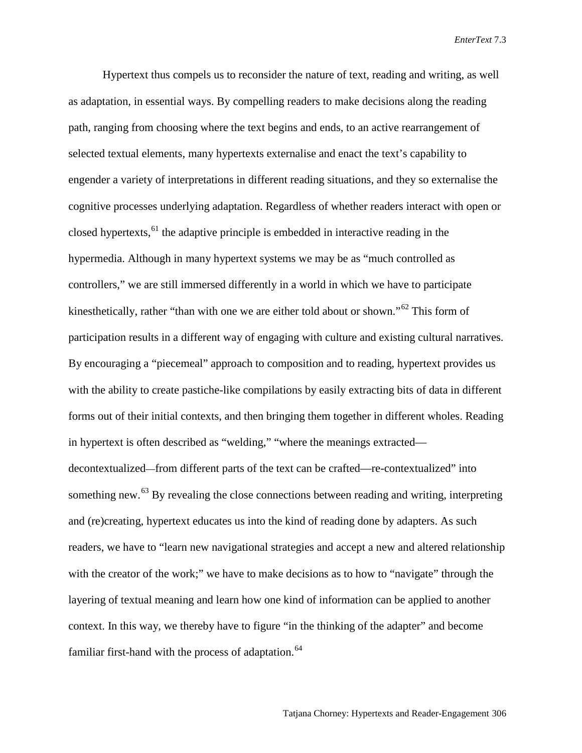Hypertext thus compels us to reconsider the nature of text, reading and writing, as well as adaptation, in essential ways. By compelling readers to make decisions along the reading path, ranging from choosing where the text begins and ends, to an active rearrangement of selected textual elements, many hypertexts externalise and enact the text's capability to engender a variety of interpretations in different reading situations, and they so externalise the cognitive processes underlying adaptation. Regardless of whether readers interact with open or closed hypertexts,[61] the adaptive principle is embedded in interactive reading in the hypermedia. Although in many hypertext systems we may be as "much controlled as controllers," we are still immersed differently in a world in which we have to participate kinesthetically, rather "than with one we are either told about or shown."[62] This form of participation results in a different way of engaging with culture and existing cultural narratives. By encouraging a "piecemeal" approach to composition and to reading, hypertext provides us with the ability to create pastiche-like compilations by easily extracting bits of data in different forms out of their initial contexts, and then bringing them together in different wholes. Reading in hypertext is often described as "welding," "where the meanings extracted—decontextualized—from different parts of the text can be crafted—re-contextualized" into something new.[63] By revealing the close connections between reading and writing, interpreting and (re)creating, hypertext educates us into the kind of reading done by adapters. As such readers, we have to "learn new navigational strategies and accept a new and altered relationship with the creator of the work;" we have to make decisions as to how to "navigate" through the layering of textual meaning and learn how one kind of information can be applied to another context. In this way, we thereby have to figure "in the thinking of the adapter" and become familiar first-hand with the process of adaptation.[64]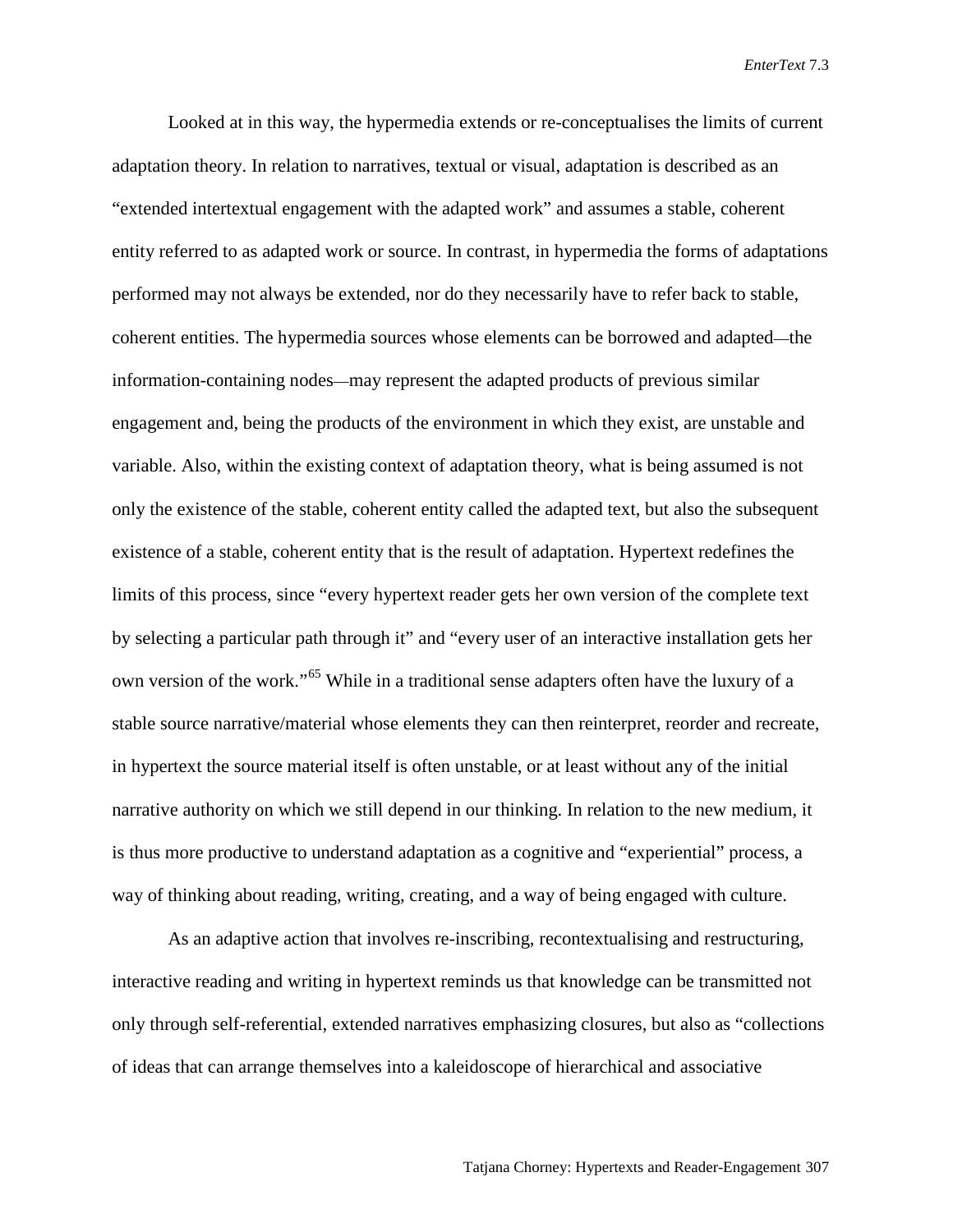Looked at in this way, the hypermedia extends or re-conceptualises the limits of current adaptation theory. In relation to narratives, textual or visual, adaptation is described as an "extended intertextual engagement with the adapted work" and assumes a stable, coherent entity referred to as adapted work or source. In contrast, in hypermedia the forms of adaptations performed may not always be extended, nor do they necessarily have to refer back to stable, coherent entities. The hypermedia sources whose elements can be borrowed and adapted—the information-containing nodes—may represent the adapted products of previous similar engagement and, being the products of the environment in which they exist, are unstable and variable. Also, within the existing context of adaptation theory, what is being assumed is not only the existence of the stable, coherent entity called the adapted text, but also the subsequent existence of a stable, coherent entity that is the result of adaptation. Hypertext redefines the limits of this process, since "every hypertext reader gets her own version of the complete text by selecting a particular path through it" and "every user of an interactive installation gets her own version of the work."[65] While in a traditional sense adapters often have the luxury of a stable source narrative/material whose elements they can then reinterpret, reorder and recreate, in hypertext the source material itself is often unstable, or at least without any of the initial narrative authority on which we still depend in our thinking. In relation to the new medium, it is thus more productive to understand adaptation as a cognitive and "experiential" process, a way of thinking about reading, writing, creating, and a way of being engaged with culture.

As an adaptive action that involves re-inscribing, recontextualising and restructuring, interactive reading and writing in hypertext reminds us that knowledge can be transmitted not only through self-referential, extended narratives emphasizing closures, but also as "collections of ideas that can arrange themselves into a kaleidoscope of hierarchical and associative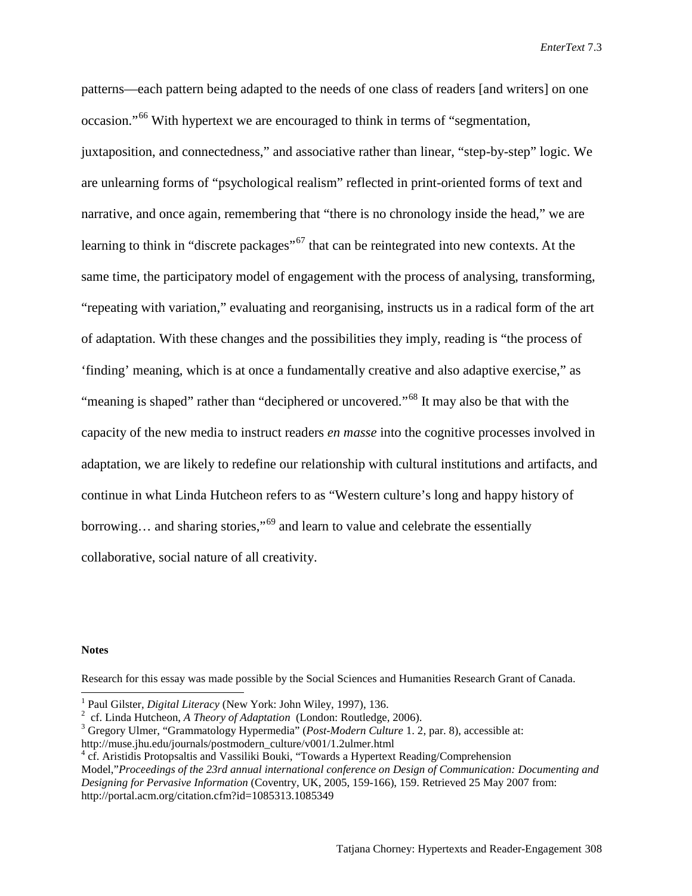patterns—each pattern being adapted to the needs of one class of readers [and writers] on one occasion."[66] With hypertext we are encouraged to think in terms of "segmentation, juxtaposition, and connectedness," and associative rather than linear, "step-by-step" logic. We are unlearning forms of "psychological realism" reflected in print-oriented forms of text and narrative, and once again, remembering that "there is no chronology inside the head," we are learning to think in "discrete packages"[67] that can be reintegrated into new contexts. At the same time, the participatory model of engagement with the process of analysing, transforming, "repeating with variation," evaluating and reorganising, instructs us in a radical form of the art of adaptation. With these changes and the possibilities they imply, reading is "the process of 'finding' meaning, which is at once a fundamentally creative and also adaptive exercise," as "meaning is shaped" rather than "deciphered or uncovered."[68] It may also be that with the capacity of the new media to instruct readers *en masse* into the cognitive processes involved in adaptation, we are likely to redefine our relationship with cultural institutions and artifacts, and continue in what Linda Hutcheon refers to as "Western culture's long and happy history of borrowing… and sharing stories,"[69] and learn to value and celebrate the essentially collaborative, social nature of all creativity.

**Notes**

Research for this essay was made possible by the Social Sciences and Humanities Research Grant of Canada.

[1] Paul Gilster, *Digital Literacy* (New York: John Wiley, 1997), 136.

[2] cf. Linda Hutcheon, *A Theory of Adaptation* (London: Routledge, 2006).

[3] Gregory Ulmer, "Grammatology Hypermedia" (*Post-Modern Culture* 1. 2, par. 8), accessible at: http://muse.jhu.edu/journals/postmodern_culture/v001/1.2ulmer.html

[4] cf. Aristidis Protopsaltis and Vassiliki Bouki, "Towards a Hypertext Reading/Comprehension Model,"*Proceedings of the 23rd annual international conference on Design of Communication: Documenting and Designing for Pervasive Information* (Coventry, UK, 2005, 159-166), 159. Retrieved 25 May 2007 from: http://portal.acm.org/citation.cfm?id=1085313.1085349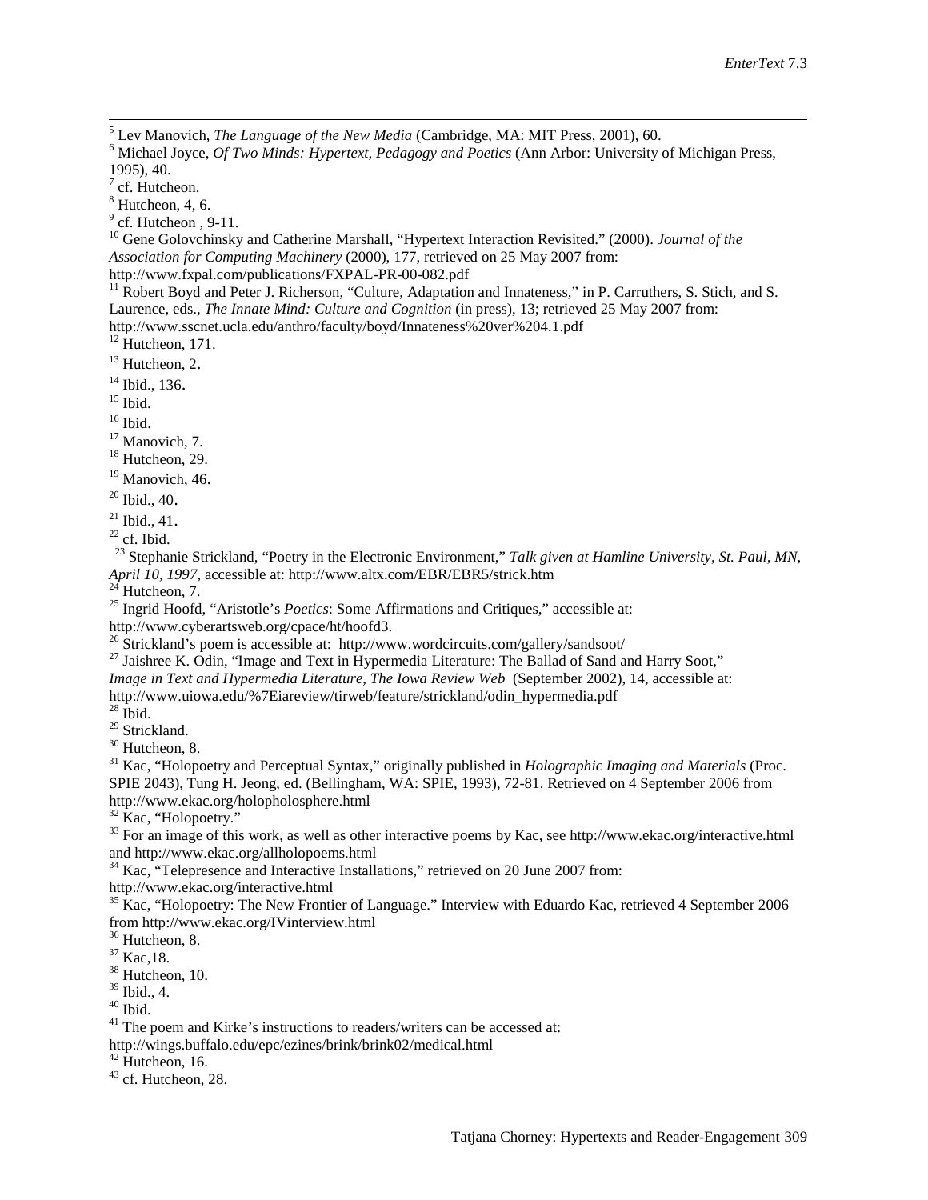[5] Lev Manovich, *The Language of the New Media* (Cambridge, MA: MIT Press, 2001), 60.

[6] Michael Joyce, *Of Two Minds: Hypertext, Pedagogy and Poetics* (Ann Arbor: University of Michigan Press, 1995), 40.

[7] cf. Hutcheon.

[8] Hutcheon, 4, 6.

[9] cf. Hutcheon , 9-11.

[10] Gene Golovchinsky and Catherine Marshall, "Hypertext Interaction Revisited." (2000). *Journal of the Association for Computing Machinery* (2000), 177, retrieved on 25 May 2007 from: http://www.fxpal.com/publications/FXPAL-PR-00-082.pdf

[11] Robert Boyd and Peter J. Richerson, "Culture, Adaptation and Innateness," in P. Carruthers, S. Stich, and S. Laurence, eds., *The Innate Mind: Culture and Cognition* (in press), 13; retrieved 25 May 2007 from: http://www.sscnet.ucla.edu/anthro/faculty/boyd/Innateness%20ver%204.1.pdf

[12] Hutcheon, 171.

[13] Hutcheon, 2.

[14] Ibid., 136.

[15] Ibid.

[16] Ibid.

[17] Manovich, 7.

[18] Hutcheon, 29.

[19] Manovich, 46.

[20] Ibid., 40.

[21] Ibid., 41.

[22] cf. Ibid.

[23] Stephanie Strickland, "Poetry in the Electronic Environment," *Talk given at Hamline University, St. Paul, MN, April 10, 1997*, accessible at: http://www.altx.com/EBR/EBR5/strick.htm

[24] Hutcheon, 7.

[25] Ingrid Hoofd, "Aristotle's *Poetics*: Some Affirmations and Critiques," accessible at: http://www.cyberartsweb.org/cpace/ht/hoofd3.

[26] Strickland's poem is accessible at: http://www.wordcircuits.com/gallery/sandsoot/

[27] Jaishree K. Odin, "Image and Text in Hypermedia Literature: The Ballad of Sand and Harry Soot," *Image in Text and Hypermedia Literature, The Iowa Review Web* (September 2002), 14, accessible at: http://www.uiowa.edu/%7Eiareview/tirweb/feature/strickland/odin_hypermedia.pdf

[28] Ibid.

[29] Strickland.

[30] Hutcheon, 8.

[31] Kac, "Holopoetry and Perceptual Syntax," originally published in *Holographic Imaging and Materials* (Proc. SPIE 2043), Tung H. Jeong, ed. (Bellingham, WA: SPIE, 1993), 72-81. Retrieved on 4 September 2006 from http://www.ekac.org/holopholosphere.html

[32] Kac, "Holopoetry."

[33] For an image of this work, as well as other interactive poems by Kac, see http://www.ekac.org/interactive.html and http://www.ekac.org/allholopoems.html

[34] Kac, "Telepresence and Interactive Installations," retrieved on 20 June 2007 from: http://www.ekac.org/interactive.html

[35] Kac, "Holopoetry: The New Frontier of Language." Interview with Eduardo Kac, retrieved 4 September 2006 from http://www.ekac.org/IVinterview.html

[36] Hutcheon, 8.

[37] Kac,18.

[38] Hutcheon, 10.

[39] Ibid., 4.

[40] Ibid.

[41] The poem and Kirke's instructions to readers/writers can be accessed at: http://wings.buffalo.edu/epc/ezines/brink/brink02/medical.html

[42] Hutcheon, 16.

[43] cf. Hutcheon, 28.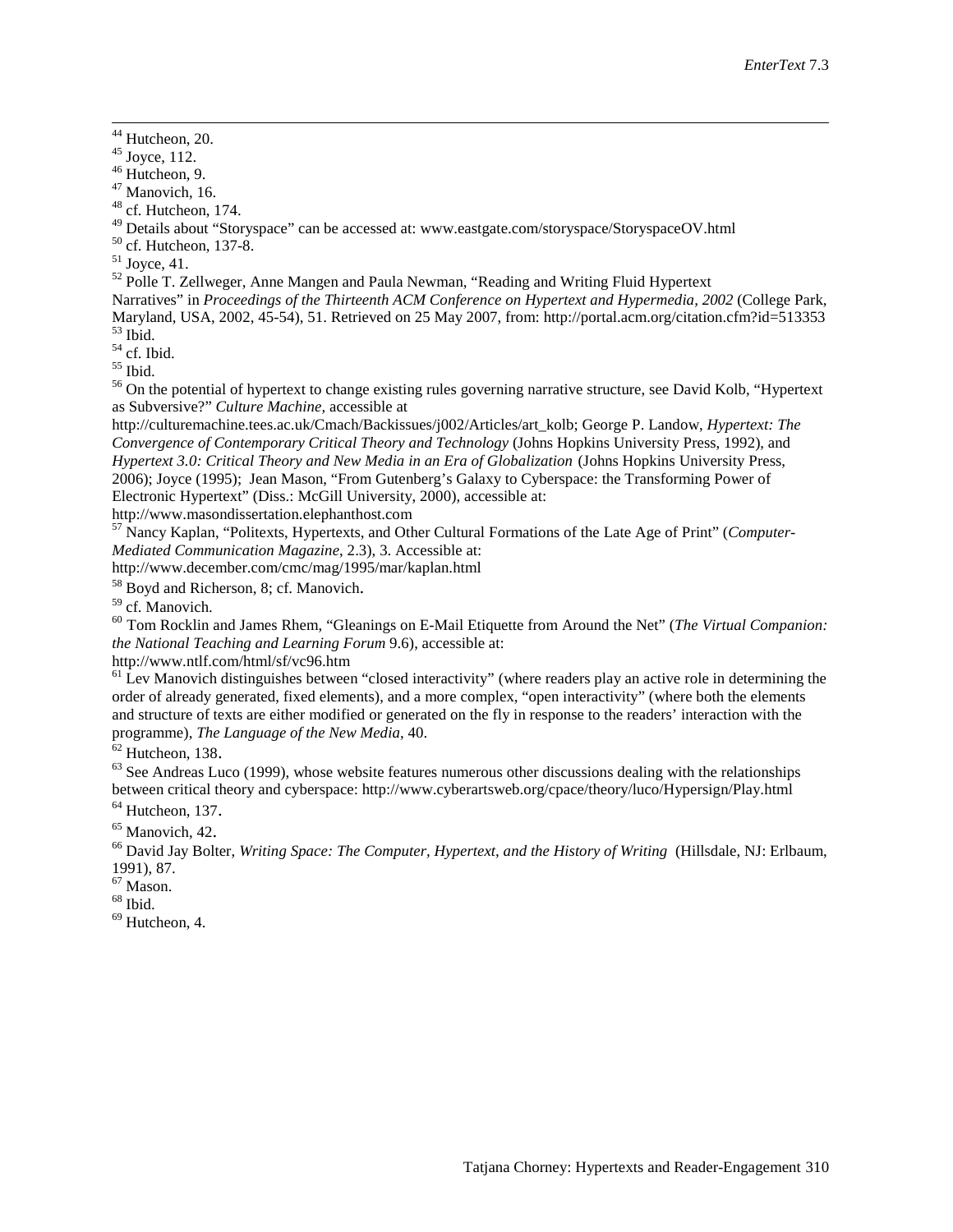[44] Hutcheon, 20.
[45] Joyce, 112.
[46] Hutcheon, 9.
[47] Manovich, 16.
[48] cf. Hutcheon, 174.
[49] Details about "Storyspace" can be accessed at: www.eastgate.com/storyspace/StoryspaceOV.html
[50] cf. Hutcheon, 137-8.
[51] Joyce, 41.
[52] Polle T. Zellweger, Anne Mangen and Paula Newman, "Reading and Writing Fluid Hypertext Narratives" in *Proceedings of the Thirteenth ACM Conference on Hypertext and Hypermedia, 2002* (College Park, Maryland, USA, 2002, 45-54), 51. Retrieved on 25 May 2007, from: http://portal.acm.org/citation.cfm?id=513353
[53] Ibid.
[54] cf. Ibid.
[55] Ibid.
[56] On the potential of hypertext to change existing rules governing narrative structure, see David Kolb, "Hypertext as Subversive?" *Culture Machine*, accessible at http://culturemachine.tees.ac.uk/Cmach/Backissues/j002/Articles/art_kolb; George P. Landow, *Hypertext: The Convergence of Contemporary Critical Theory and Technology* (Johns Hopkins University Press, 1992), and *Hypertext 3.0: Critical Theory and New Media in an Era of Globalization* (Johns Hopkins University Press, 2006); Joyce (1995); Jean Mason, "From Gutenberg's Galaxy to Cyberspace: the Transforming Power of Electronic Hypertext" (Diss.: McGill University, 2000), accessible at: http://www.masondissertation.elephanthost.com
[57] Nancy Kaplan, "Politexts, Hypertexts, and Other Cultural Formations of the Late Age of Print" (*Computer-Mediated Communication Magazine*, 2.3), 3. Accessible at: http://www.december.com/cmc/mag/1995/mar/kaplan.html
[58] Boyd and Richerson, 8; cf. Manovich.
[59] cf. Manovich.
[60] Tom Rocklin and James Rhem, "Gleanings on E-Mail Etiquette from Around the Net" (*The Virtual Companion: the National Teaching and Learning Forum* 9.6), accessible at: http://www.ntlf.com/html/sf/vc96.htm
[61] Lev Manovich distinguishes between "closed interactivity" (where readers play an active role in determining the order of already generated, fixed elements), and a more complex, "open interactivity" (where both the elements and structure of texts are either modified or generated on the fly in response to the readers' interaction with the programme), *The Language of the New Media*, 40.
[62] Hutcheon, 138.
[63] See Andreas Luco (1999), whose website features numerous other discussions dealing with the relationships between critical theory and cyberspace: http://www.cyberartsweb.org/cpace/theory/luco/Hypersign/Play.html
[64] Hutcheon, 137.
[65] Manovich, 42.
[66] David Jay Bolter, *Writing Space: The Computer, Hypertext, and the History of Writing* (Hillsdale, NJ: Erlbaum, 1991), 87.
[67] Mason.
[68] Ibid.
[69] Hutcheon, 4.